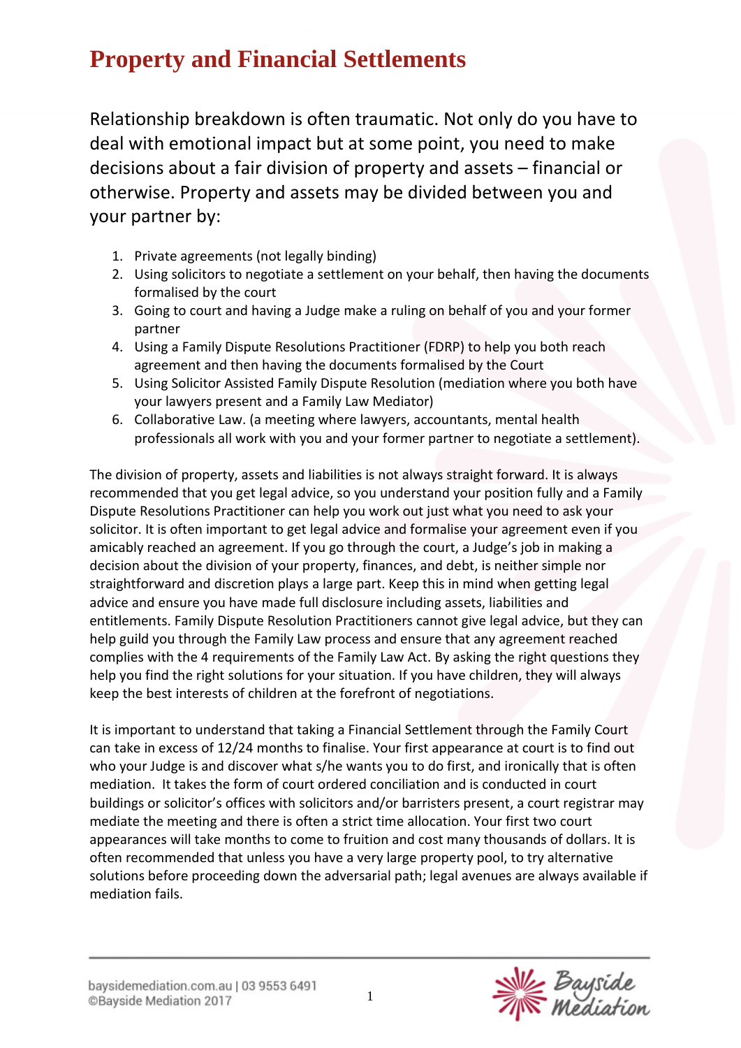# Property and Financial Settlements

Relationship breakdown is often traumatic. Not only do you have to deal with emotional impact but at some point, you need to make decisions about a fair division of property and assets – financial or otherwise. Property and assets may be divided between you and your partner by:

1. Private agreements (not legally binding)
2. Using solicitors to negotiate a settlement on your behalf, then having the documents formalised by the court
3. Going to court and having a Judge make a ruling on behalf of you and your former partner
4. Using a Family Dispute Resolutions Practitioner (FDRP) to help you both reach agreement and then having the documents formalised by the Court
5. Using Solicitor Assisted Family Dispute Resolution (mediation where you both have your lawyers present and a Family Law Mediator)
6. Collaborative Law. (a meeting where lawyers, accountants, mental health professionals all work with you and your former partner to negotiate a settlement).

The division of property, assets and liabilities is not always straight forward. It is always recommended that you get legal advice, so you understand your position fully and a Family Dispute Resolutions Practitioner can help you work out just what you need to ask your solicitor. It is often important to get legal advice and formalise your agreement even if you amicably reached an agreement. If you go through the court, a Judge's job in making a decision about the division of your property, finances, and debt, is neither simple nor straightforward and discretion plays a large part. Keep this in mind when getting legal advice and ensure you have made full disclosure including assets, liabilities and entitlements. Family Dispute Resolution Practitioners cannot give legal advice, but they can help guild you through the Family Law process and ensure that any agreement reached complies with the 4 requirements of the Family Law Act. By asking the right questions they help you find the right solutions for your situation. If you have children, they will always keep the best interests of children at the forefront of negotiations.

It is important to understand that taking a Financial Settlement through the Family Court can take in excess of 12/24 months to finalise. Your first appearance at court is to find out who your Judge is and discover what s/he wants you to do first, and ironically that is often mediation. It takes the form of court ordered conciliation and is conducted in court buildings or solicitor's offices with solicitors and/or barristers present, a court registrar may mediate the meeting and there is often a strict time allocation. Your first two court appearances will take months to come to fruition and cost many thousands of dollars. It is often recommended that unless you have a very large property pool, to try alternative solutions before proceeding down the adversarial path; legal avenues are always available if mediation fails.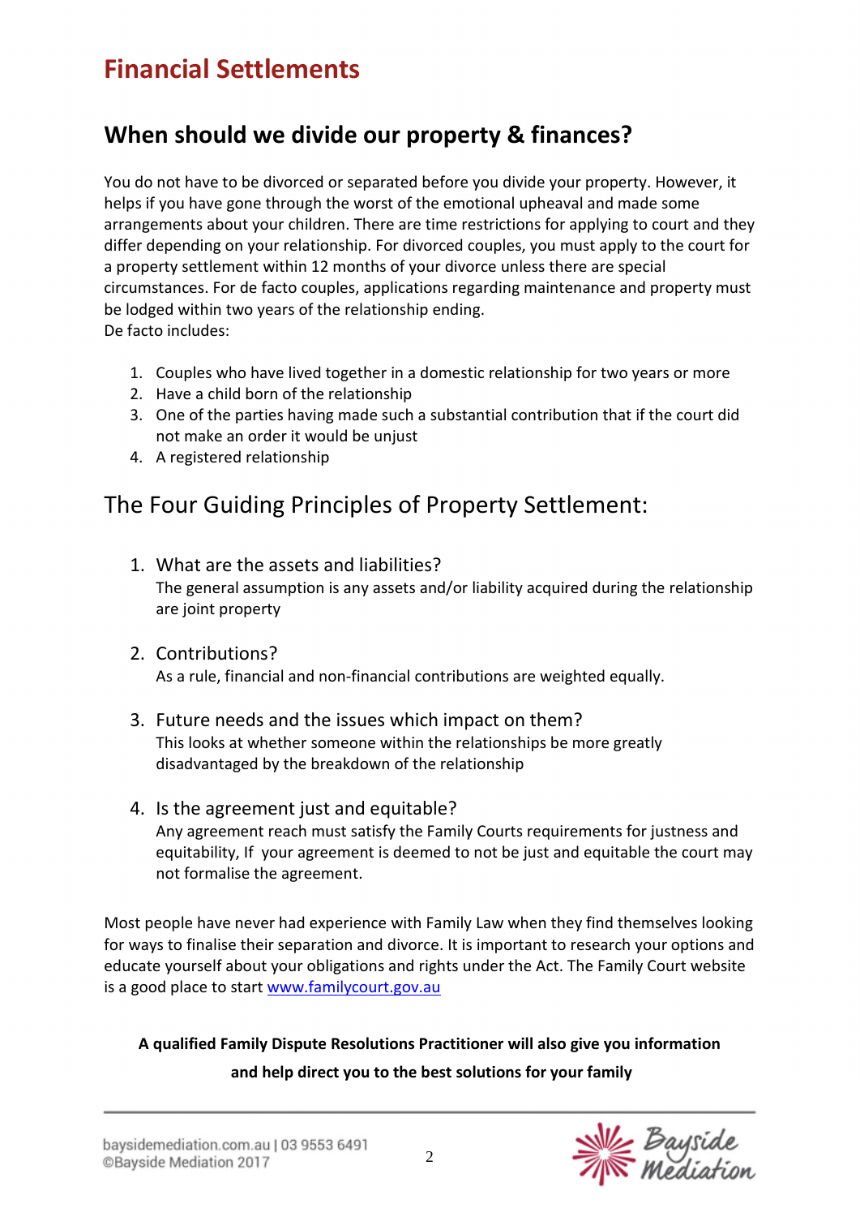# Financial Settlements

## When should we divide our property & finances?

You do not have to be divorced or separated before you divide your property. However, it helps if you have gone through the worst of the emotional upheaval and made some arrangements about your children. There are time restrictions for applying to court and they differ depending on your relationship. For divorced couples, you must apply to the court for a property settlement within 12 months of your divorce unless there are special circumstances. For de facto couples, applications regarding maintenance and property must be lodged within two years of the relationship ending.
De facto includes:

1. Couples who have lived together in a domestic relationship for two years or more
2. Have a child born of the relationship
3. One of the parties having made such a substantial contribution that if the court did not make an order it would be unjust
4. A registered relationship

## The Four Guiding Principles of Property Settlement:

1. What are the assets and liabilities?
   The general assumption is any assets and/or liability acquired during the relationship are joint property

2. Contributions?
   As a rule, financial and non-financial contributions are weighted equally.

3. Future needs and the issues which impact on them?
   This looks at whether someone within the relationships be more greatly disadvantaged by the breakdown of the relationship

4. Is the agreement just and equitable?
   Any agreement reach must satisfy the Family Courts requirements for justness and equitability, If your agreement is deemed to not be just and equitable the court may not formalise the agreement.

Most people have never had experience with Family Law when they find themselves looking for ways to finalise their separation and divorce. It is important to research your options and educate yourself about your obligations and rights under the Act. The Family Court website is a good place to start www.familycourt.gov.au

**A qualified Family Dispute Resolutions Practitioner will also give you information and help direct you to the best solutions for your family**